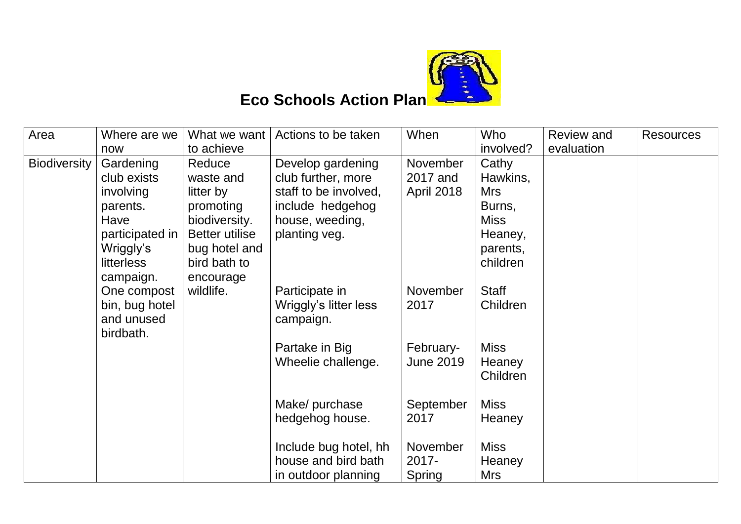# Eco Schools Action Plan

| Area | Where are we now | What we want to achieve | Actions to be taken | When | Who involved? | Review and evaluation | Resources |
|---|---|---|---|---|---|---|---|
| Biodiversity | Gardening club exists involving parents. Have participated in Wriggly's litterless campaign. One compost bin, bug hotel and unused birdbath. | Reduce waste and litter by promoting biodiversity. Better utilise bug hotel and bird bath to encourage wildlife. | Develop gardening club further, more staff to be involved, include hedgehog house, weeding, planting veg. | November 2017 and April 2018 | Cathy Hawkins, Mrs Burns, Miss Heaney, parents, children | | |
| | | | Participate in Wriggly's litter less campaign. | November 2017 | Staff Children | | |
| | | | Partake in Big Wheelie challenge. | February-June 2019 | Miss Heaney Children | | |
| | | | Make/ purchase hedgehog house. | September 2017 | Miss Heaney | | |
| | | | Include bug hotel, hh house and bird bath in outdoor planning | November 2017- Spring | Miss Heaney Mrs | | |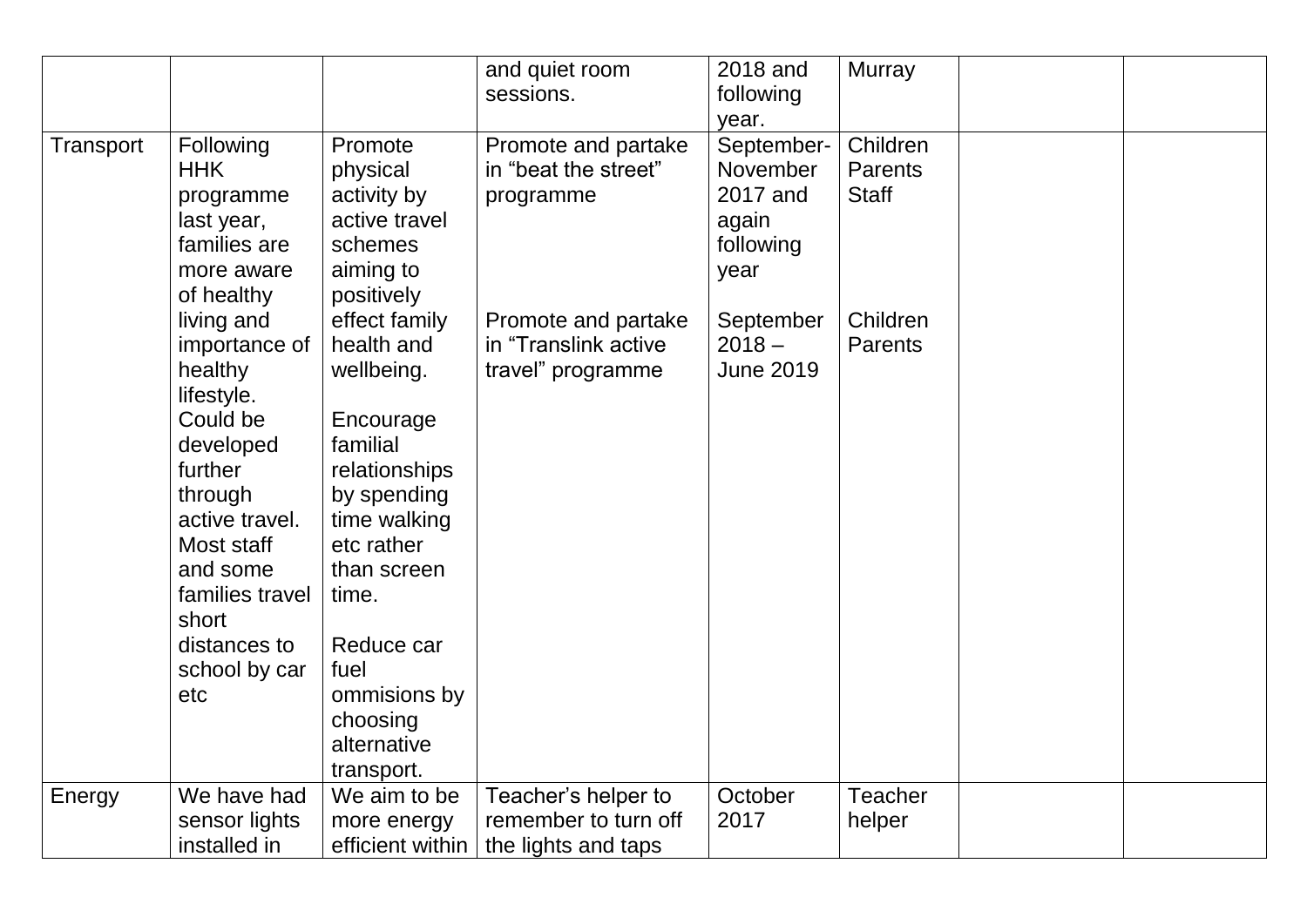| | | | and quiet room sessions. | 2018 and following year. | Murray | | |
|---|---|---|---|---|---|---|---|
| Transport | Following HHK programme last year, families are more aware of healthy living and importance of healthy lifestyle. Could be developed further through active travel. Most staff and some families travel short distances to school by car etc | Promote physical activity by active travel schemes aiming to positively effect family health and wellbeing.<br><br>Encourage familial relationships by spending time walking etc rather than screen time.<br><br>Reduce car fuel ommisions by choosing alternative transport. | Promote and partake in “beat the street” programme<br><br>Promote and partake in “Translink active travel” programme | September-November 2017 and again following year<br><br>September 2018 – June 2019 | Children Parents Staff<br><br>Children Parents | | |
| Energy | We have had sensor lights installed in | We aim to be more energy efficient within | Teacher’s helper to remember to turn off the lights and taps | October 2017 | Teacher helper | | |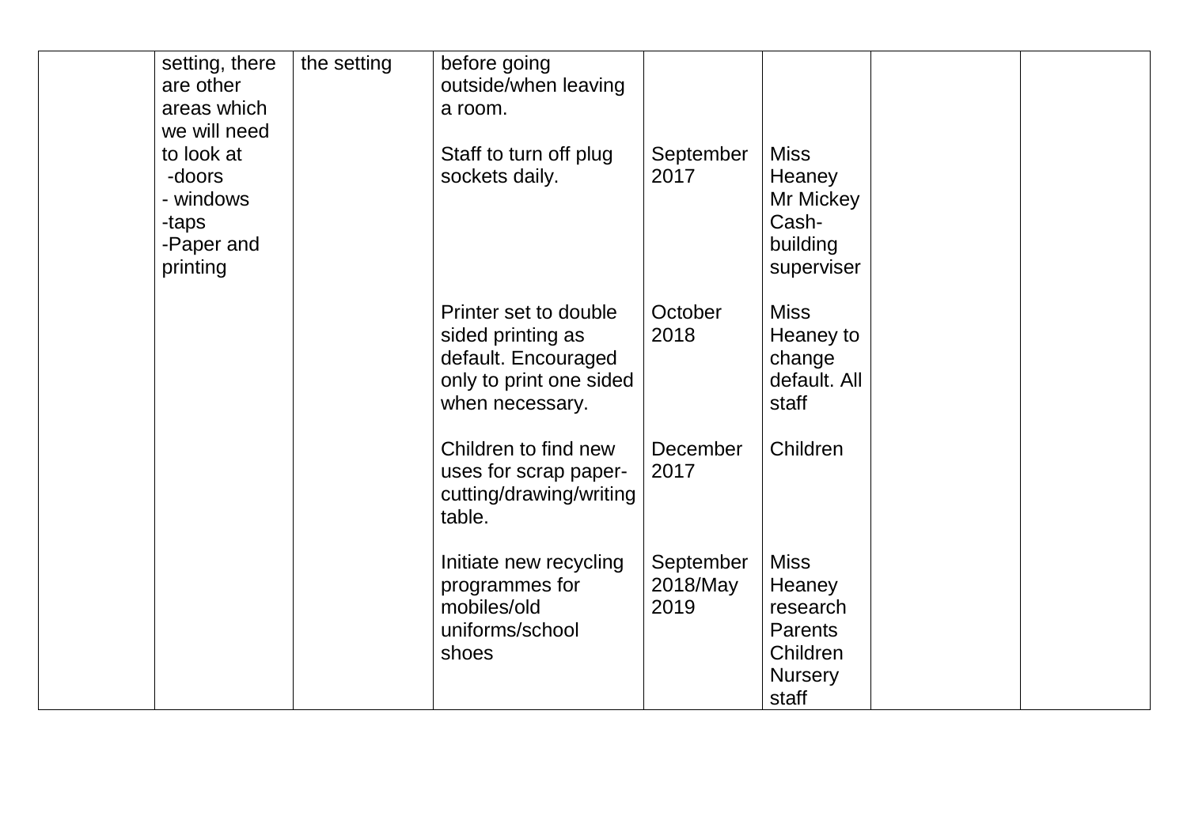| | | | | | | | |
|---|---|---|---|---|---|---|---|
| | setting, there are other areas which we will need to look at -doors - windows -taps -Paper and printing | the setting | before going outside/when leaving a room. | | | | |
| | | | Staff to turn off plug sockets daily. | September 2017 | Miss Heaney Mr Mickey Cash- building superviser | | |
| | | | Printer set to double sided printing as default. Encouraged only to print one sided when necessary. | October 2018 | Miss Heaney to change default. All staff | | |
| | | | Children to find new uses for scrap paper- cutting/drawing/writing table. | December 2017 | Children | | |
| | | | Initiate new recycling programmes for mobiles/old uniforms/school shoes | September 2018/May 2019 | Miss Heaney research Parents Children Nursery staff | | |